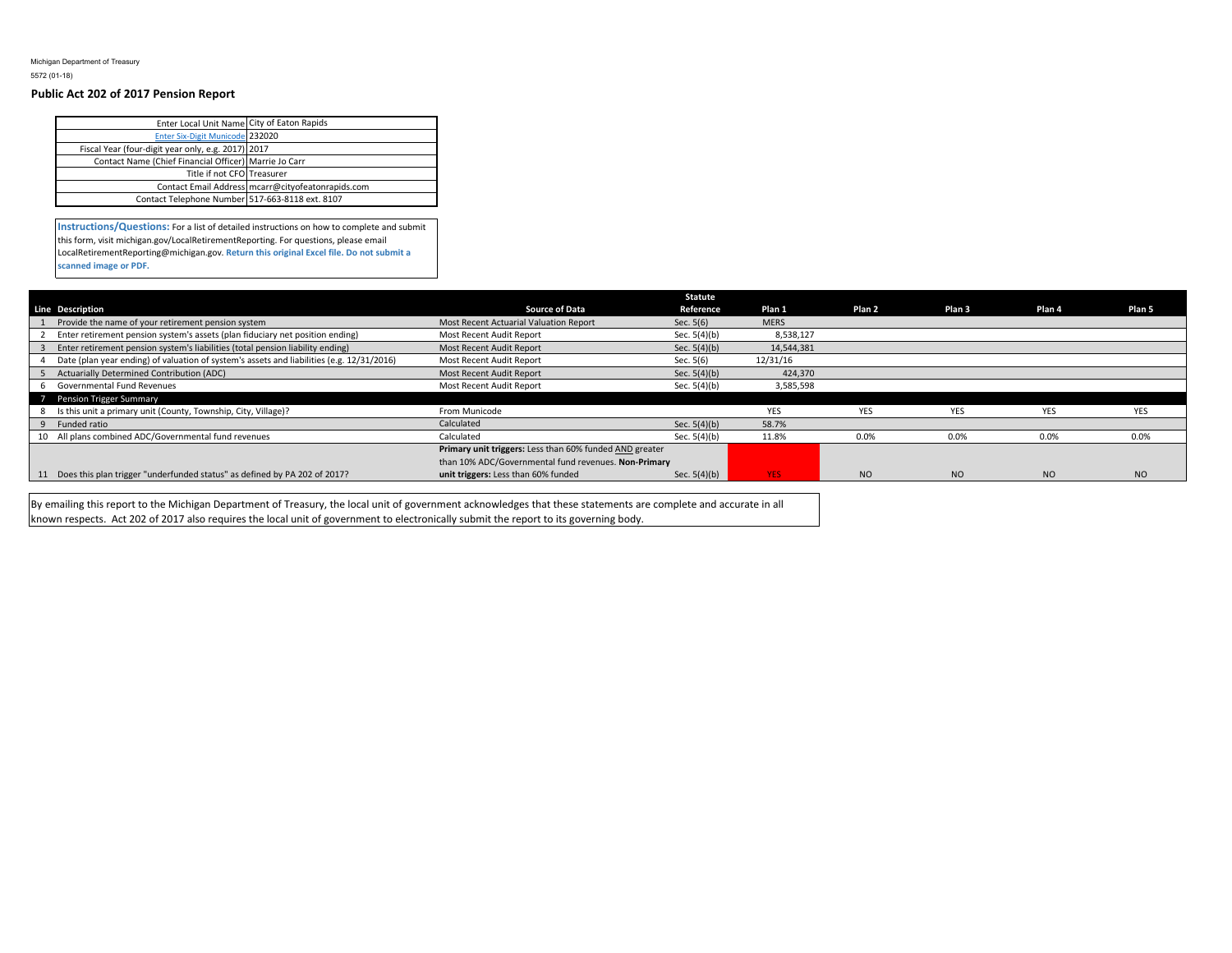Michigan Department of Treasury

5572 (01-18)

**Public Act 202 of 2017 Pension Report**

| | |
|---|---|
| Enter Local Unit Name | City of Eaton Rapids |
| Enter Six-Digit Municode | 232020 |
| Fiscal Year (four-digit year only, e.g. 2017) | 2017 |
| Contact Name (Chief Financial Officer) | Marrie Jo Carr |
| Title if not CFO | Treasurer |
| Contact Email Address | mcarr@cityofeatonrapids.com |
| Contact Telephone Number | 517-663-8118 ext. 8107 |

**Instructions/Questions:** For a list of detailed instructions on how to complete and submit this form, visit michigan.gov/LocalRetirementReporting. For questions, please email LocalRetirementReporting@michigan.gov. **Return this original Excel file. Do not submit a scanned image or PDF.**

| Line | Description | Source of Data | Statute Reference | Plan 1 | Plan 2 | Plan 3 | Plan 4 | Plan 5 |
|---|---|---|---|---|---|---|---|---|
| 1 | Provide the name of your retirement pension system | Most Recent Actuarial Valuation Report | Sec. 5(6) | MERS | | | | |
| 2 | Enter retirement pension system's assets (plan fiduciary net position ending) | Most Recent Audit Report | Sec. 5(4)(b) | 8,538,127 | | | | |
| 3 | Enter retirement pension system's liabilities (total pension liability ending) | Most Recent Audit Report | Sec. 5(4)(b) | 14,544,381 | | | | |
| 4 | Date (plan year ending) of valuation of system's assets and liabilities (e.g. 12/31/2016) | Most Recent Audit Report | Sec. 5(6) | 12/31/16 | | | | |
| 5 | Actuarially Determined Contribution (ADC) | Most Recent Audit Report | Sec. 5(4)(b) | 424,370 | | | | |
| 6 | Governmental Fund Revenues | Most Recent Audit Report | Sec. 5(4)(b) | 3,585,598 | | | | |
| 7 | Pension Trigger Summary | | | | | | | |
| 8 | Is this unit a primary unit (County, Township, City, Village)? | From Municode | | YES | YES | YES | YES | YES |
| 9 | Funded ratio | Calculated | Sec. 5(4)(b) | 58.7% | | | | |
| 10 | All plans combined ADC/Governmental fund revenues | Calculated | Sec. 5(4)(b) | 11.8% | 0.0% | 0.0% | 0.0% | 0.0% |
| 11 | Does this plan trigger "underfunded status" as defined by PA 202 of 2017? | **Primary unit triggers:** Less than 60% funded AND greater than 10% ADC/Governmental fund revenues. **Non-Primary unit triggers:** Less than 60% funded | Sec. 5(4)(b) | YES | NO | NO | NO | NO |

By emailing this report to the Michigan Department of Treasury, the local unit of government acknowledges that these statements are complete and accurate in all known respects. Act 202 of 2017 also requires the local unit of government to electronically submit the report to its governing body.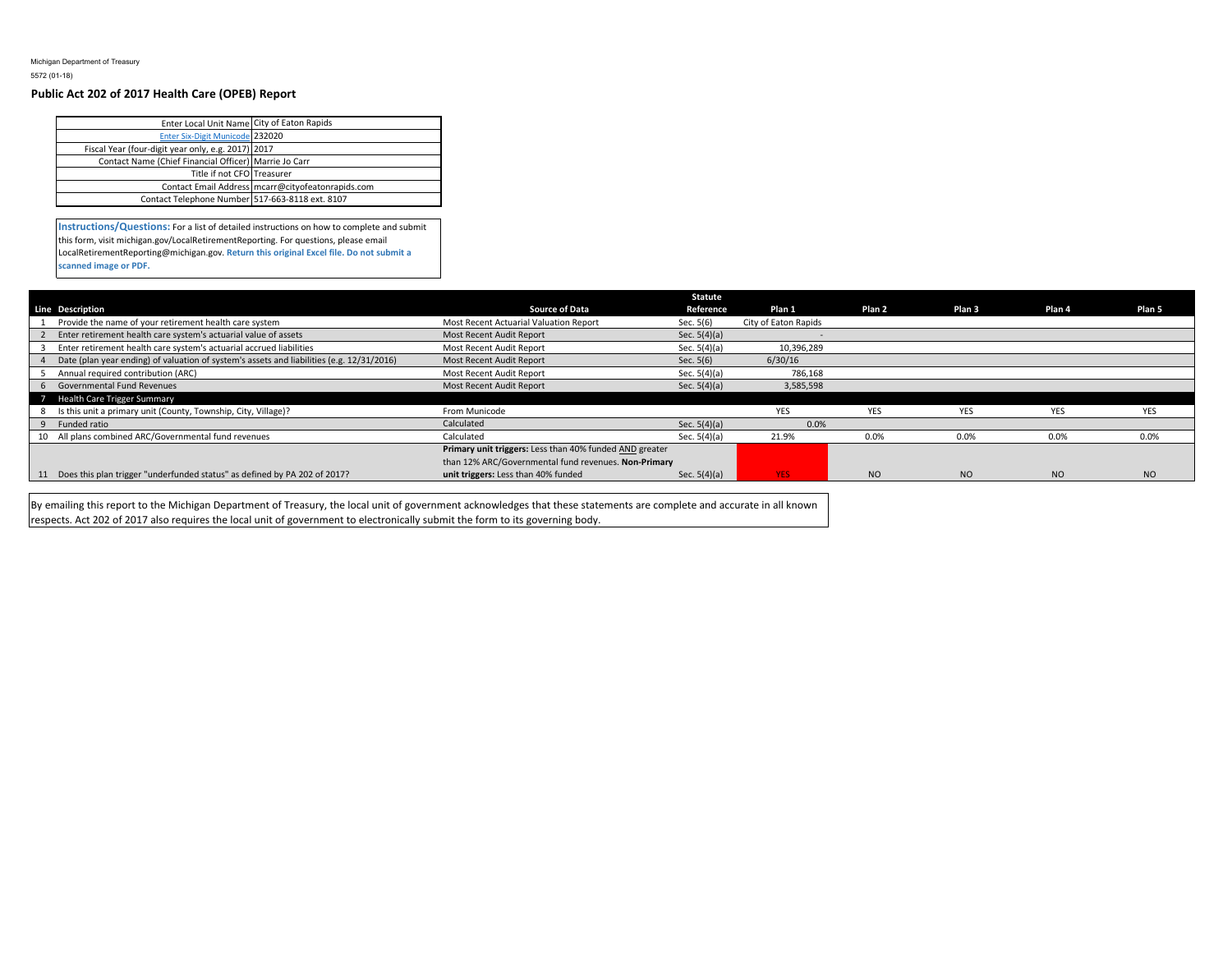Michigan Department of Treasury

5572 (01-18)

**Public Act 202 of 2017 Health Care (OPEB) Report**

| | |
|---|---|
| Enter Local Unit Name | City of Eaton Rapids |
| Enter Six-Digit Municode | 232020 |
| Fiscal Year (four-digit year only, e.g. 2017) | 2017 |
| Contact Name (Chief Financial Officer) | Marrie Jo Carr |
| Title if not CFO | Treasurer |
| Contact Email Address | mcarr@cityofeatonrapids.com |
| Contact Telephone Number | 517-663-8118 ext. 8107 |

**Instructions/Questions:** For a list of detailed instructions on how to complete and submit this form, visit michigan.gov/LocalRetirementReporting. For questions, please email LocalRetirementReporting@michigan.gov. **Return this original Excel file. Do not submit a scanned image or PDF.**

| Line | Description | Source of Data | Statute Reference | Plan 1 | Plan 2 | Plan 3 | Plan 4 | Plan 5 |
|---|---|---|---|---|---|---|---|---|
| 1 | Provide the name of your retirement health care system | Most Recent Actuarial Valuation Report | Sec. 5(6) | City of Eaton Rapids | | | | |
| 2 | Enter retirement health care system's actuarial value of assets | Most Recent Audit Report | Sec. 5(4)(a) | - | | | | |
| 3 | Enter retirement health care system's actuarial accrued liabilities | Most Recent Audit Report | Sec. 5(4)(a) | 10,396,289 | | | | |
| 4 | Date (plan year ending) of valuation of system's assets and liabilities (e.g. 12/31/2016) | Most Recent Audit Report | Sec. 5(6) | 6/30/16 | | | | |
| 5 | Annual required contribution (ARC) | Most Recent Audit Report | Sec. 5(4)(a) | 786,168 | | | | |
| 6 | Governmental Fund Revenues | Most Recent Audit Report | Sec. 5(4)(a) | 3,585,598 | | | | |
| 7 | Health Care Trigger Summary | | | | | | | |
| 8 | Is this unit a primary unit (County, Township, City, Village)? | From Municode | | YES | YES | YES | YES | YES |
| 9 | Funded ratio | Calculated | Sec. 5(4)(a) | 0.0% | | | | |
| 10 | All plans combined ARC/Governmental fund revenues | Calculated | Sec. 5(4)(a) | 21.9% | 0.0% | 0.0% | 0.0% | 0.0% |
| 11 | Does this plan trigger "underfunded status" as defined by PA 202 of 2017? | **Primary unit triggers:** Less than 40% funded AND greater than 12% ARC/Governmental fund revenues. **Non-Primary unit triggers:** Less than 40% funded | Sec. 5(4)(a) | YES | NO | NO | NO | NO |

By emailing this report to the Michigan Department of Treasury, the local unit of government acknowledges that these statements are complete and accurate in all known respects. Act 202 of 2017 also requires the local unit of government to electronically submit the form to its governing body.